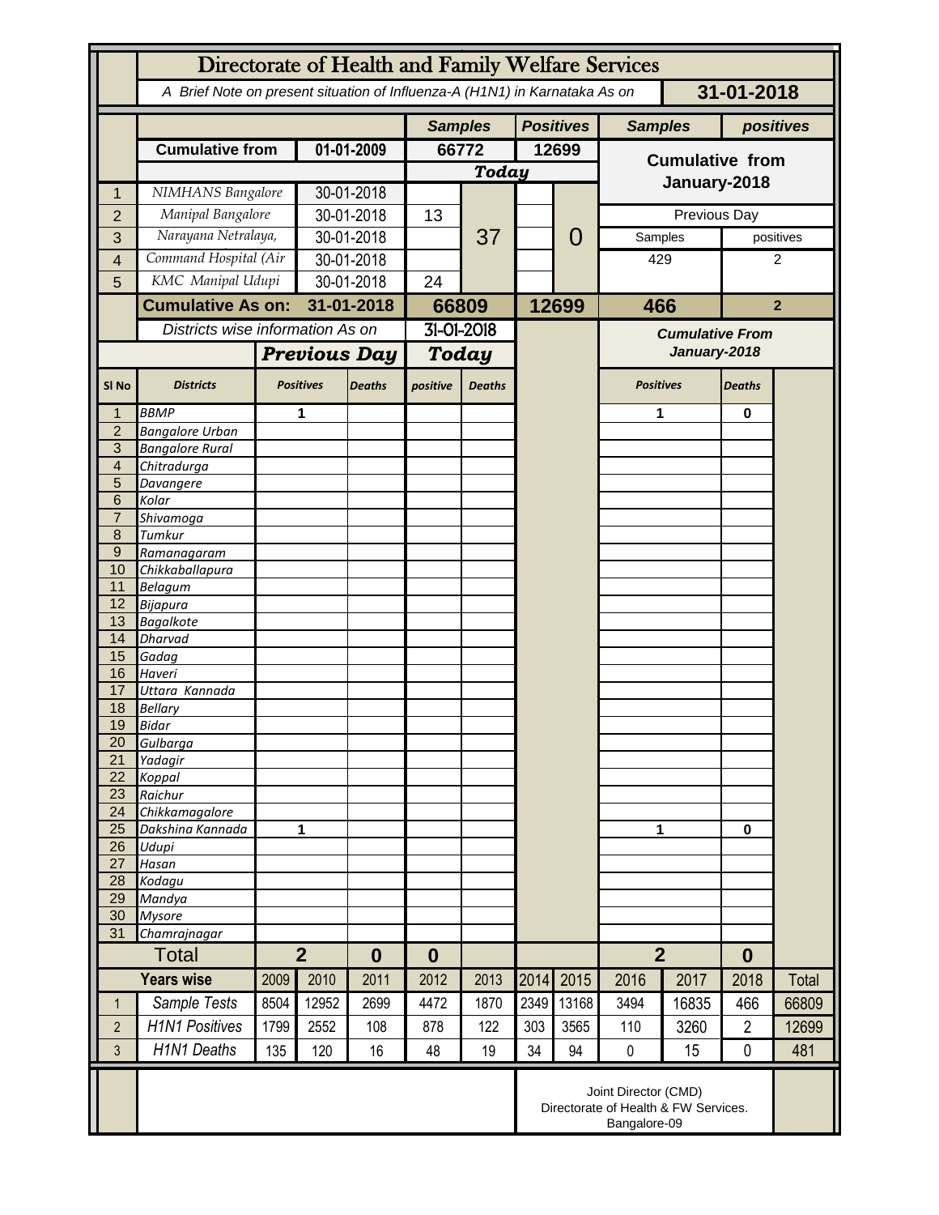# Directorate of Health and Family Welfare Services

*A Brief Note on present situation of Influenza-A (H1N1) in Karnataka As on* **31-01-2018**

| | | | Samples | | Positives | | Samples | positives |
|---|---|---|---|---|---|---|---|---|
| | **Cumulative from** | **01-01-2009** | **66772** | | **12699** | | **Cumulative from January-2018** | |
| | | | ***Today*** | | | | | |
| 1 | *NIMHANS Bangalore* | 30-01-2018 | | 37 | | 0 | | |
| 2 | *Manipal Bangalore* | 30-01-2018 | 13 | | | | Previous Day | |
| 3 | *Narayana Netralaya,* | 30-01-2018 | | | | | Samples | positives |
| 4 | *Command Hospital (Air* | 30-01-2018 | | | | | 429 | 2 |
| 5 | *KMC Manipal Udupi* | 30-01-2018 | 24 | | | | | |
| | **Cumulative As on:** | **31-01-2018** | **66809** | | **12699** | | **466** | **2** |

*Districts wise information As on* 31-01-2018

| Sl No | Districts | Previous Day Positives | Previous Day Deaths | Today positive | Today Deaths | Cumulative From January-2018 Positives | Cumulative From January-2018 Deaths |
|---|---|---|---|---|---|---|---|
| 1 | *BBMP* | 1 | | | | 1 | 0 |
| 2 | *Bangalore Urban* | | | | | | |
| 3 | *Bangalore Rural* | | | | | | |
| 4 | *Chitradurga* | | | | | | |
| 5 | *Davangere* | | | | | | |
| 6 | *Kolar* | | | | | | |
| 7 | *Shivamoga* | | | | | | |
| 8 | *Tumkur* | | | | | | |
| 9 | *Ramanagaram* | | | | | | |
| 10 | *Chikkaballapura* | | | | | | |
| 11 | *Belagum* | | | | | | |
| 12 | *Bijapura* | | | | | | |
| 13 | *Bagalkote* | | | | | | |
| 14 | *Dharvad* | | | | | | |
| 15 | *Gadag* | | | | | | |
| 16 | *Haveri* | | | | | | |
| 17 | *Uttara Kannada* | | | | | | |
| 18 | *Bellary* | | | | | | |
| 19 | *Bidar* | | | | | | |
| 20 | *Gulbarga* | | | | | | |
| 21 | *Yadagir* | | | | | | |
| 22 | *Koppal* | | | | | | |
| 23 | *Raichur* | | | | | | |
| 24 | *Chikkamagalore* | | | | | | |
| 25 | *Dakshina Kannada* | 1 | | | | 1 | 0 |
| 26 | *Udupi* | | | | | | |
| 27 | *Hasan* | | | | | | |
| 28 | *Kodagu* | | | | | | |
| 29 | *Mandya* | | | | | | |
| 30 | *Mysore* | | | | | | |
| 31 | *Chamrajnagar* | | | | | | |
| | **Total** | **2** | **0** | **0** | | **2** | **0** |

| | Years wise | 2009 | 2010 | 2011 | 2012 | 2013 | 2014 | 2015 | 2016 | 2017 | 2018 | Total |
|---|---|---|---|---|---|---|---|---|---|---|---|---|
| 1 | *Sample Tests* | 8504 | 12952 | 2699 | 4472 | 1870 | 2349 | 13168 | 3494 | 16835 | 466 | 66809 |
| 2 | *H1N1 Positives* | 1799 | 2552 | 108 | 878 | 122 | 303 | 3565 | 110 | 3260 | 2 | 12699 |
| 3 | *H1N1 Deaths* | 135 | 120 | 16 | 48 | 19 | 34 | 94 | 0 | 15 | 0 | 481 |

Joint Director (CMD)
Directorate of Health & FW Services.
Bangalore-09